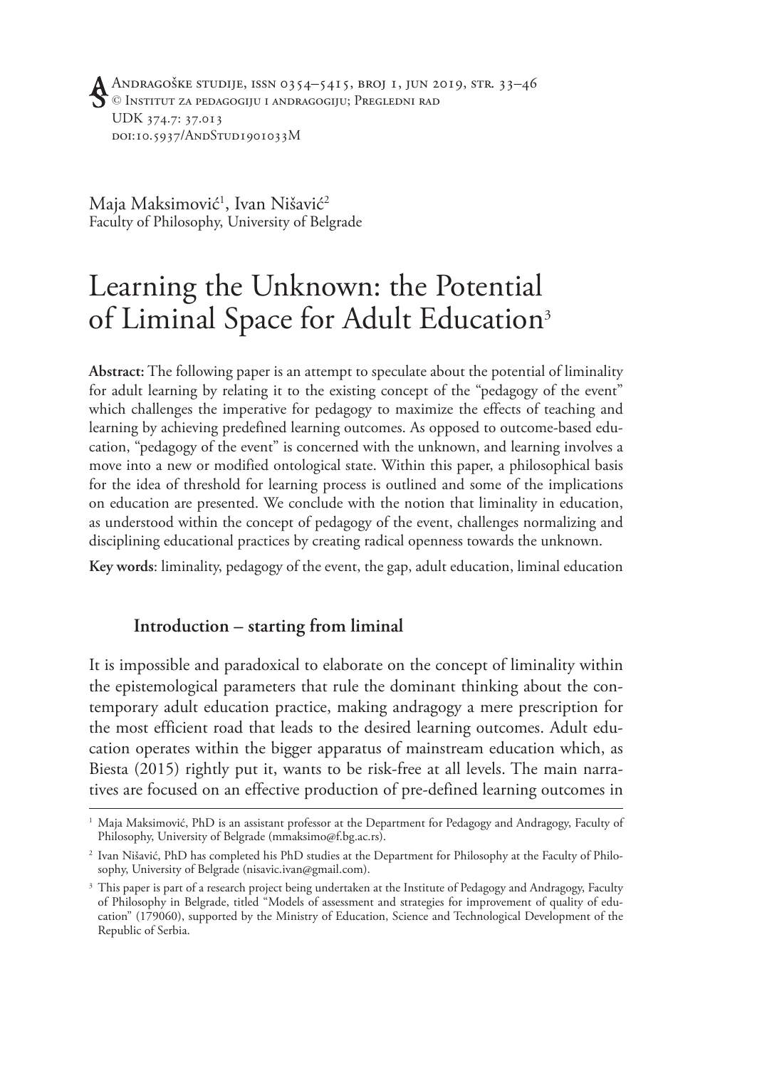Andragoške studije, issn 0354–5415, broj 1, jun 2019, str. 33–46
© Institut za pedagogiju i andragogiju; Pregledni rad
UDK 374.7: 37.013
doi:10.5937/AndStud1901033M

Maja Maksimović[1], Ivan Nišavić[2]
Faculty of Philosophy, University of Belgrade

# Learning the Unknown: the Potential of Liminal Space for Adult Education[3]

**Abstract:** The following paper is an attempt to speculate about the potential of liminality for adult learning by relating it to the existing concept of the "pedagogy of the event" which challenges the imperative for pedagogy to maximize the effects of teaching and learning by achieving predefined learning outcomes. As opposed to outcome-based education, "pedagogy of the event" is concerned with the unknown, and learning involves a move into a new or modified ontological state. Within this paper, a philosophical basis for the idea of threshold for learning process is outlined and some of the implications on education are presented. We conclude with the notion that liminality in education, as understood within the concept of pedagogy of the event, challenges normalizing and disciplining educational practices by creating radical openness towards the unknown.

**Key words**: liminality, pedagogy of the event, the gap, adult education, liminal education

## Introduction – starting from liminal

It is impossible and paradoxical to elaborate on the concept of liminality within the epistemological parameters that rule the dominant thinking about the contemporary adult education practice, making andragogy a mere prescription for the most efficient road that leads to the desired learning outcomes. Adult education operates within the bigger apparatus of mainstream education which, as Biesta (2015) rightly put it, wants to be risk-free at all levels. The main narratives are focused on an effective production of pre-defined learning outcomes in

---

[1] Maja Maksimović, PhD is an assistant professor at the Department for Pedagogy and Andragogy, Faculty of Philosophy, University of Belgrade (mmaksimo@f.bg.ac.rs).

[2] Ivan Nišavić, PhD has completed his PhD studies at the Department for Philosophy at the Faculty of Philosophy, University of Belgrade (nisavic.ivan@gmail.com).

[3] This paper is part of a research project being undertaken at the Institute of Pedagogy and Andragogy, Faculty of Philosophy in Belgrade, titled "Models of assessment and strategies for improvement of quality of education" (179060), supported by the Ministry of Education, Science and Technological Development of the Republic of Serbia.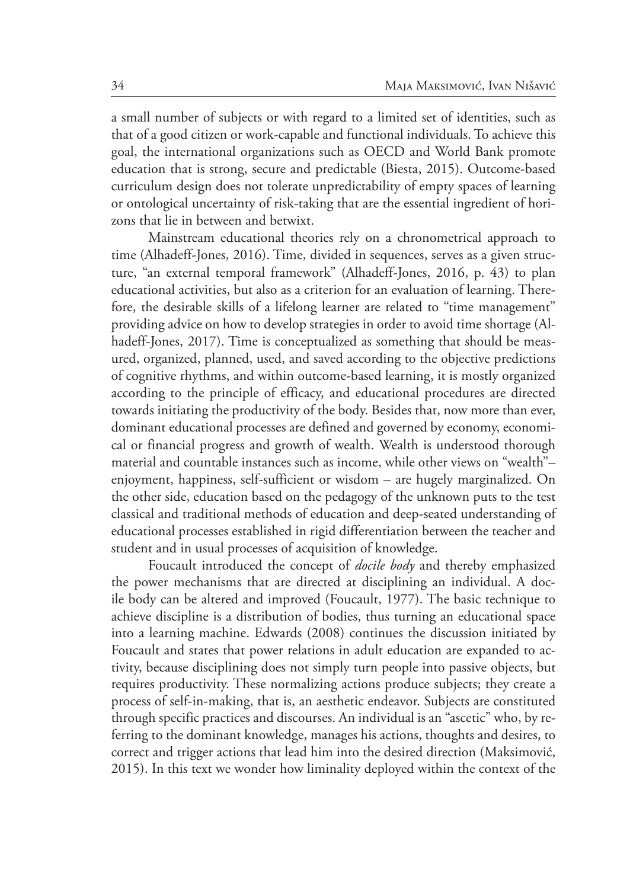a small number of subjects or with regard to a limited set of identities, such as that of a good citizen or work-capable and functional individuals. To achieve this goal, the international organizations such as OECD and World Bank promote education that is strong, secure and predictable (Biesta, 2015). Outcome-based curriculum design does not tolerate unpredictability of empty spaces of learning or ontological uncertainty of risk-taking that are the essential ingredient of horizons that lie in between and betwixt.

Mainstream educational theories rely on a chronometrical approach to time (Alhadeff-Jones, 2016). Time, divided in sequences, serves as a given structure, "an external temporal framework" (Alhadeff-Jones, 2016, p. 43) to plan educational activities, but also as a criterion for an evaluation of learning. Therefore, the desirable skills of a lifelong learner are related to "time management" providing advice on how to develop strategies in order to avoid time shortage (Alhadeff-Jones, 2017). Time is conceptualized as something that should be measured, organized, planned, used, and saved according to the objective predictions of cognitive rhythms, and within outcome-based learning, it is mostly organized according to the principle of efficacy, and educational procedures are directed towards initiating the productivity of the body. Besides that, now more than ever, dominant educational processes are defined and governed by economy, economical or financial progress and growth of wealth. Wealth is understood thorough material and countable instances such as income, while other views on "wealth"– enjoyment, happiness, self-sufficient or wisdom – are hugely marginalized. On the other side, education based on the pedagogy of the unknown puts to the test classical and traditional methods of education and deep-seated understanding of educational processes established in rigid differentiation between the teacher and student and in usual processes of acquisition of knowledge.

Foucault introduced the concept of *docile body* and thereby emphasized the power mechanisms that are directed at disciplining an individual. A docile body can be altered and improved (Foucault, 1977). The basic technique to achieve discipline is a distribution of bodies, thus turning an educational space into a learning machine. Edwards (2008) continues the discussion initiated by Foucault and states that power relations in adult education are expanded to activity, because disciplining does not simply turn people into passive objects, but requires productivity. These normalizing actions produce subjects; they create a process of self-in-making, that is, an aesthetic endeavor. Subjects are constituted through specific practices and discourses. An individual is an "ascetic" who, by referring to the dominant knowledge, manages his actions, thoughts and desires, to correct and trigger actions that lead him into the desired direction (Maksimović, 2015). In this text we wonder how liminality deployed within the context of the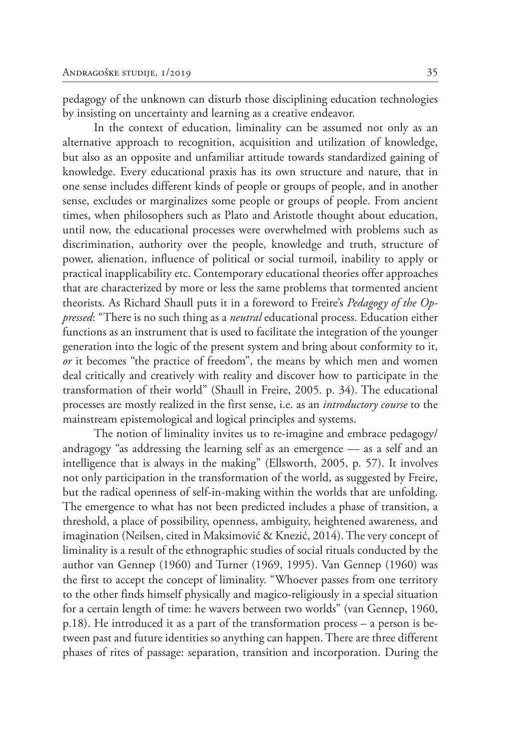pedagogy of the unknown can disturb those disciplining education technologies by insisting on uncertainty and learning as a creative endeavor.

In the context of education, liminality can be assumed not only as an alternative approach to recognition, acquisition and utilization of knowledge, but also as an opposite and unfamiliar attitude towards standardized gaining of knowledge. Every educational praxis has its own structure and nature, that in one sense includes different kinds of people or groups of people, and in another sense, excludes or marginalizes some people or groups of people. From ancient times, when philosophers such as Plato and Aristotle thought about education, until now, the educational processes were overwhelmed with problems such as discrimination, authority over the people, knowledge and truth, structure of power, alienation, influence of political or social turmoil, inability to apply or practical inapplicability etc. Contemporary educational theories offer approaches that are characterized by more or less the same problems that tormented ancient theorists. As Richard Shaull puts it in a foreword to Freire's *Pedagogy of the Oppressed*: "There is no such thing as a *neutral* educational process. Education either functions as an instrument that is used to facilitate the integration of the younger generation into the logic of the present system and bring about conformity to it, *or* it becomes "the practice of freedom", the means by which men and women deal critically and creatively with reality and discover how to participate in the transformation of their world" (Shaull in Freire, 2005. p. 34). The educational processes are mostly realized in the first sense, i.e. as an *introductory course* to the mainstream epistemological and logical principles and systems.

The notion of liminality invites us to re-imagine and embrace pedagogy/andragogy "as addressing the learning self as an emergence — as a self and an intelligence that is always in the making" (Ellsworth, 2005, p. 57). It involves not only participation in the transformation of the world, as suggested by Freire, but the radical openness of self-in-making within the worlds that are unfolding. The emergence to what has not been predicted includes a phase of transition, a threshold, a place of possibility, openness, ambiguity, heightened awareness, and imagination (Neilsen, cited in Maksimović & Knezić, 2014). The very concept of liminality is a result of the ethnographic studies of social rituals conducted by the author van Gennep (1960) and Turner (1969, 1995). Van Gennep (1960) was the first to accept the concept of liminality. "Whoever passes from one territory to the other finds himself physically and magico-religiously in a special situation for a certain length of time: he wavers between two worlds" (van Gennep, 1960, p.18). He introduced it as a part of the transformation process – a person is between past and future identities so anything can happen. There are three different phases of rites of passage: separation, transition and incorporation. During the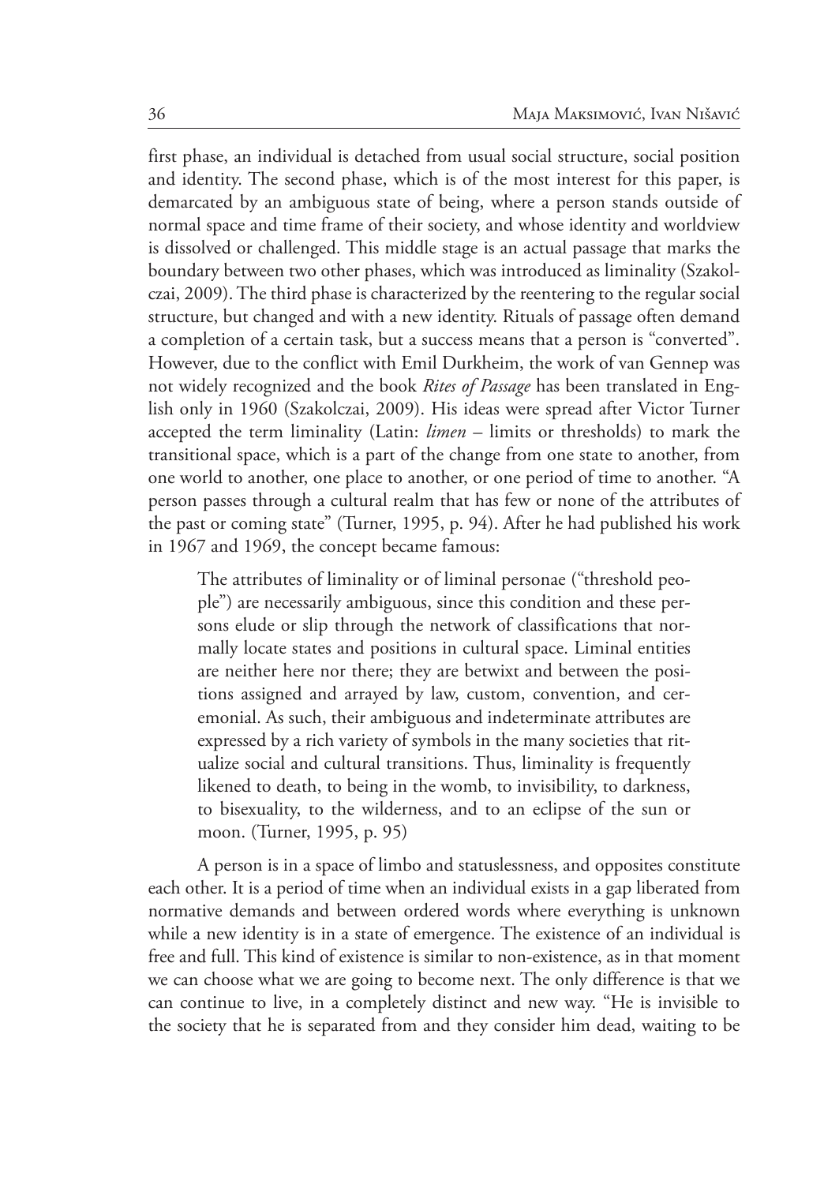first phase, an individual is detached from usual social structure, social position and identity. The second phase, which is of the most interest for this paper, is demarcated by an ambiguous state of being, where a person stands outside of normal space and time frame of their society, and whose identity and worldview is dissolved or challenged. This middle stage is an actual passage that marks the boundary between two other phases, which was introduced as liminality (Szakolczai, 2009). The third phase is characterized by the reentering to the regular social structure, but changed and with a new identity. Rituals of passage often demand a completion of a certain task, but a success means that a person is "converted". However, due to the conflict with Emil Durkheim, the work of van Gennep was not widely recognized and the book *Rites of Passage* has been translated in English only in 1960 (Szakolczai, 2009). His ideas were spread after Victor Turner accepted the term liminality (Latin: *limen* – limits or thresholds) to mark the transitional space, which is a part of the change from one state to another, from one world to another, one place to another, or one period of time to another. "A person passes through a cultural realm that has few or none of the attributes of the past or coming state" (Turner, 1995, p. 94). After he had published his work in 1967 and 1969, the concept became famous:

> The attributes of liminality or of liminal personae ("threshold people") are necessarily ambiguous, since this condition and these persons elude or slip through the network of classifications that normally locate states and positions in cultural space. Liminal entities are neither here nor there; they are betwixt and between the positions assigned and arrayed by law, custom, convention, and ceremonial. As such, their ambiguous and indeterminate attributes are expressed by a rich variety of symbols in the many societies that ritualize social and cultural transitions. Thus, liminality is frequently likened to death, to being in the womb, to invisibility, to darkness, to bisexuality, to the wilderness, and to an eclipse of the sun or moon. (Turner, 1995, p. 95)

A person is in a space of limbo and statuslessness, and opposites constitute each other. It is a period of time when an individual exists in a gap liberated from normative demands and between ordered words where everything is unknown while a new identity is in a state of emergence. The existence of an individual is free and full. This kind of existence is similar to non-existence, as in that moment we can choose what we are going to become next. The only difference is that we can continue to live, in a completely distinct and new way. "He is invisible to the society that he is separated from and they consider him dead, waiting to be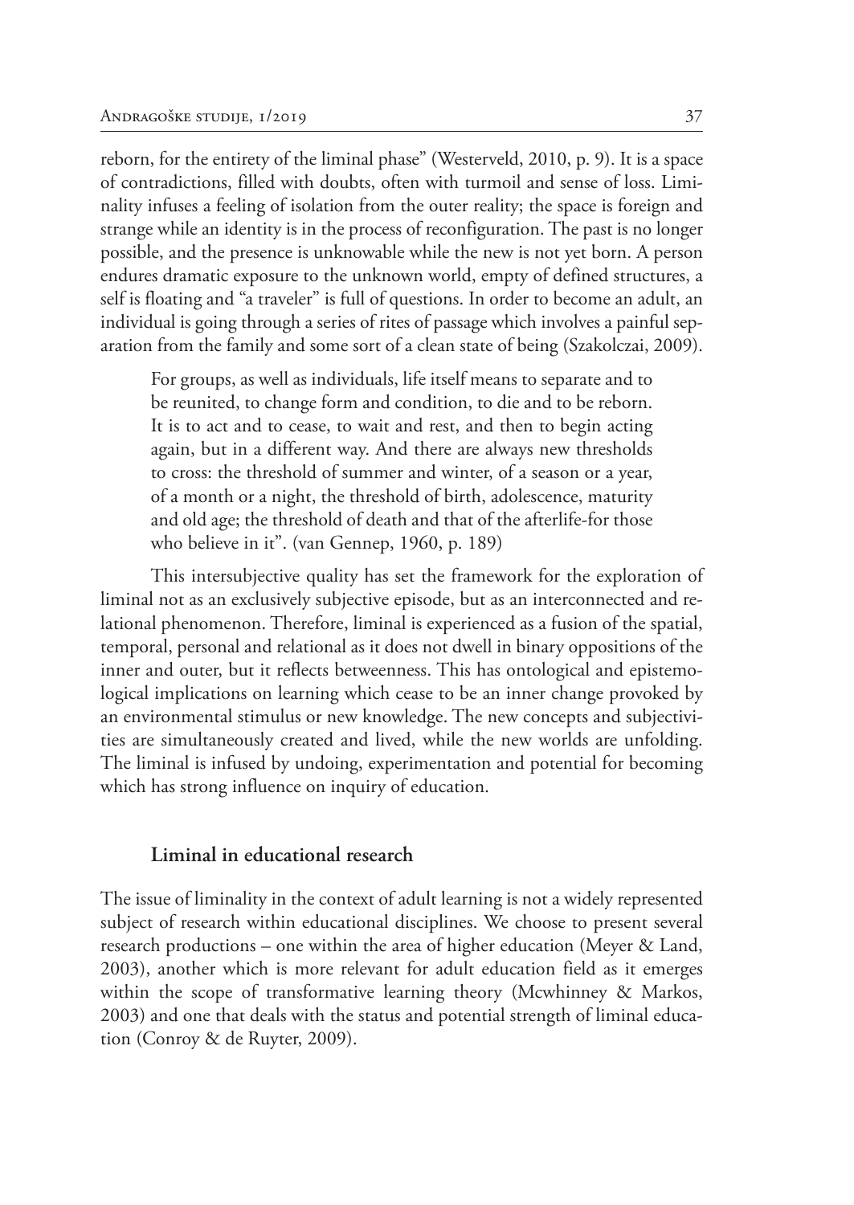reborn, for the entirety of the liminal phase" (Westerveld, 2010, p. 9). It is a space of contradictions, filled with doubts, often with turmoil and sense of loss. Liminality infuses a feeling of isolation from the outer reality; the space is foreign and strange while an identity is in the process of reconfiguration. The past is no longer possible, and the presence is unknowable while the new is not yet born. A person endures dramatic exposure to the unknown world, empty of defined structures, a self is floating and "a traveler" is full of questions. In order to become an adult, an individual is going through a series of rites of passage which involves a painful separation from the family and some sort of a clean state of being (Szakolczai, 2009).

> For groups, as well as individuals, life itself means to separate and to be reunited, to change form and condition, to die and to be reborn. It is to act and to cease, to wait and rest, and then to begin acting again, but in a different way. And there are always new thresholds to cross: the threshold of summer and winter, of a season or a year, of a month or a night, the threshold of birth, adolescence, maturity and old age; the threshold of death and that of the afterlife-for those who believe in it". (van Gennep, 1960, p. 189)

This intersubjective quality has set the framework for the exploration of liminal not as an exclusively subjective episode, but as an interconnected and relational phenomenon. Therefore, liminal is experienced as a fusion of the spatial, temporal, personal and relational as it does not dwell in binary oppositions of the inner and outer, but it reflects betweenness. This has ontological and epistemological implications on learning which cease to be an inner change provoked by an environmental stimulus or new knowledge. The new concepts and subjectivities are simultaneously created and lived, while the new worlds are unfolding. The liminal is infused by undoing, experimentation and potential for becoming which has strong influence on inquiry of education.

## Liminal in educational research

The issue of liminality in the context of adult learning is not a widely represented subject of research within educational disciplines. We choose to present several research productions – one within the area of higher education (Meyer & Land, 2003), another which is more relevant for adult education field as it emerges within the scope of transformative learning theory (Mcwhinney & Markos, 2003) and one that deals with the status and potential strength of liminal education (Conroy & de Ruyter, 2009).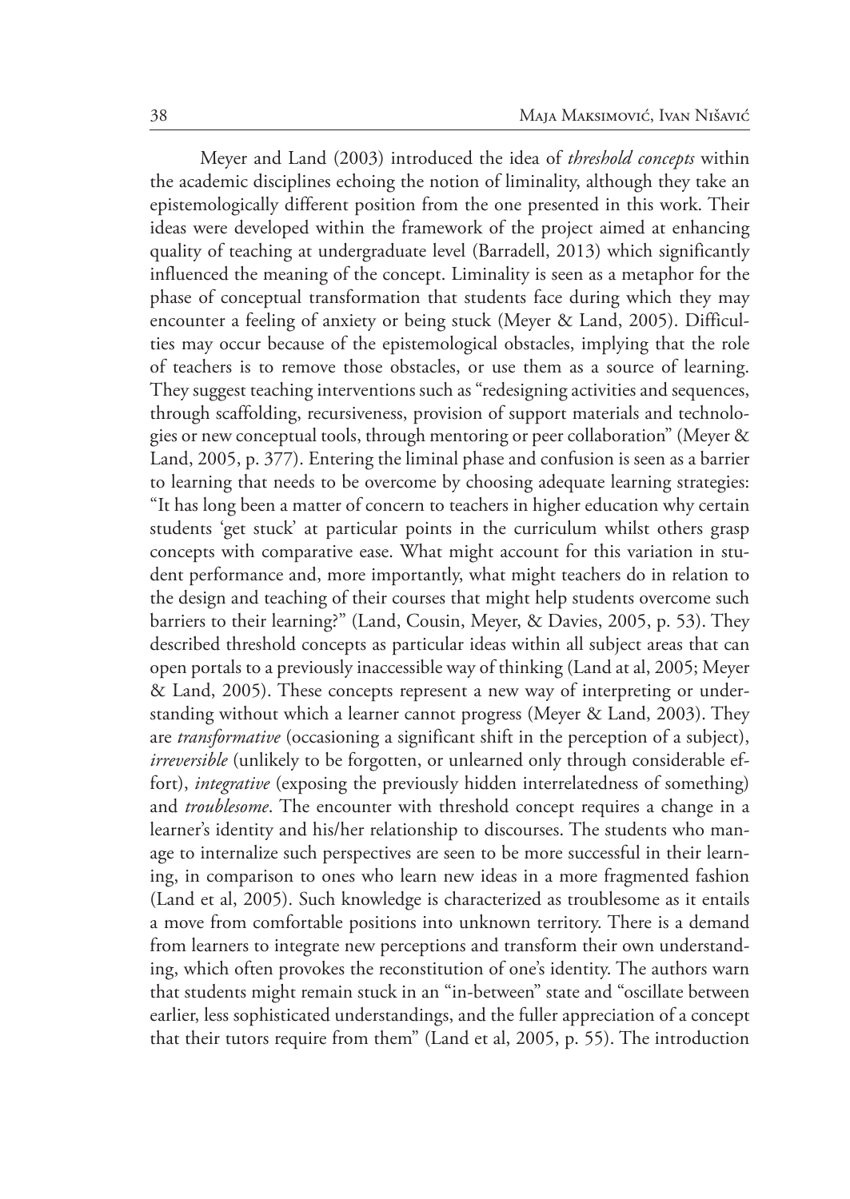Meyer and Land (2003) introduced the idea of *threshold concepts* within the academic disciplines echoing the notion of liminality, although they take an epistemologically different position from the one presented in this work. Their ideas were developed within the framework of the project aimed at enhancing quality of teaching at undergraduate level (Barradell, 2013) which significantly influenced the meaning of the concept. Liminality is seen as a metaphor for the phase of conceptual transformation that students face during which they may encounter a feeling of anxiety or being stuck (Meyer & Land, 2005). Difficulties may occur because of the epistemological obstacles, implying that the role of teachers is to remove those obstacles, or use them as a source of learning. They suggest teaching interventions such as "redesigning activities and sequences, through scaffolding, recursiveness, provision of support materials and technologies or new conceptual tools, through mentoring or peer collaboration" (Meyer & Land, 2005, p. 377). Entering the liminal phase and confusion is seen as a barrier to learning that needs to be overcome by choosing adequate learning strategies: "It has long been a matter of concern to teachers in higher education why certain students 'get stuck' at particular points in the curriculum whilst others grasp concepts with comparative ease. What might account for this variation in student performance and, more importantly, what might teachers do in relation to the design and teaching of their courses that might help students overcome such barriers to their learning?" (Land, Cousin, Meyer, & Davies, 2005, p. 53). They described threshold concepts as particular ideas within all subject areas that can open portals to a previously inaccessible way of thinking (Land at al, 2005; Meyer & Land, 2005). These concepts represent a new way of interpreting or understanding without which a learner cannot progress (Meyer & Land, 2003). They are *transformative* (occasioning a significant shift in the perception of a subject), *irreversible* (unlikely to be forgotten, or unlearned only through considerable effort), *integrative* (exposing the previously hidden interrelatedness of something) and *troublesome*. The encounter with threshold concept requires a change in a learner's identity and his/her relationship to discourses. The students who manage to internalize such perspectives are seen to be more successful in their learning, in comparison to ones who learn new ideas in a more fragmented fashion (Land et al, 2005). Such knowledge is characterized as troublesome as it entails a move from comfortable positions into unknown territory. There is a demand from learners to integrate new perceptions and transform their own understanding, which often provokes the reconstitution of one's identity. The authors warn that students might remain stuck in an "in-between" state and "oscillate between earlier, less sophisticated understandings, and the fuller appreciation of a concept that their tutors require from them" (Land et al, 2005, p. 55). The introduction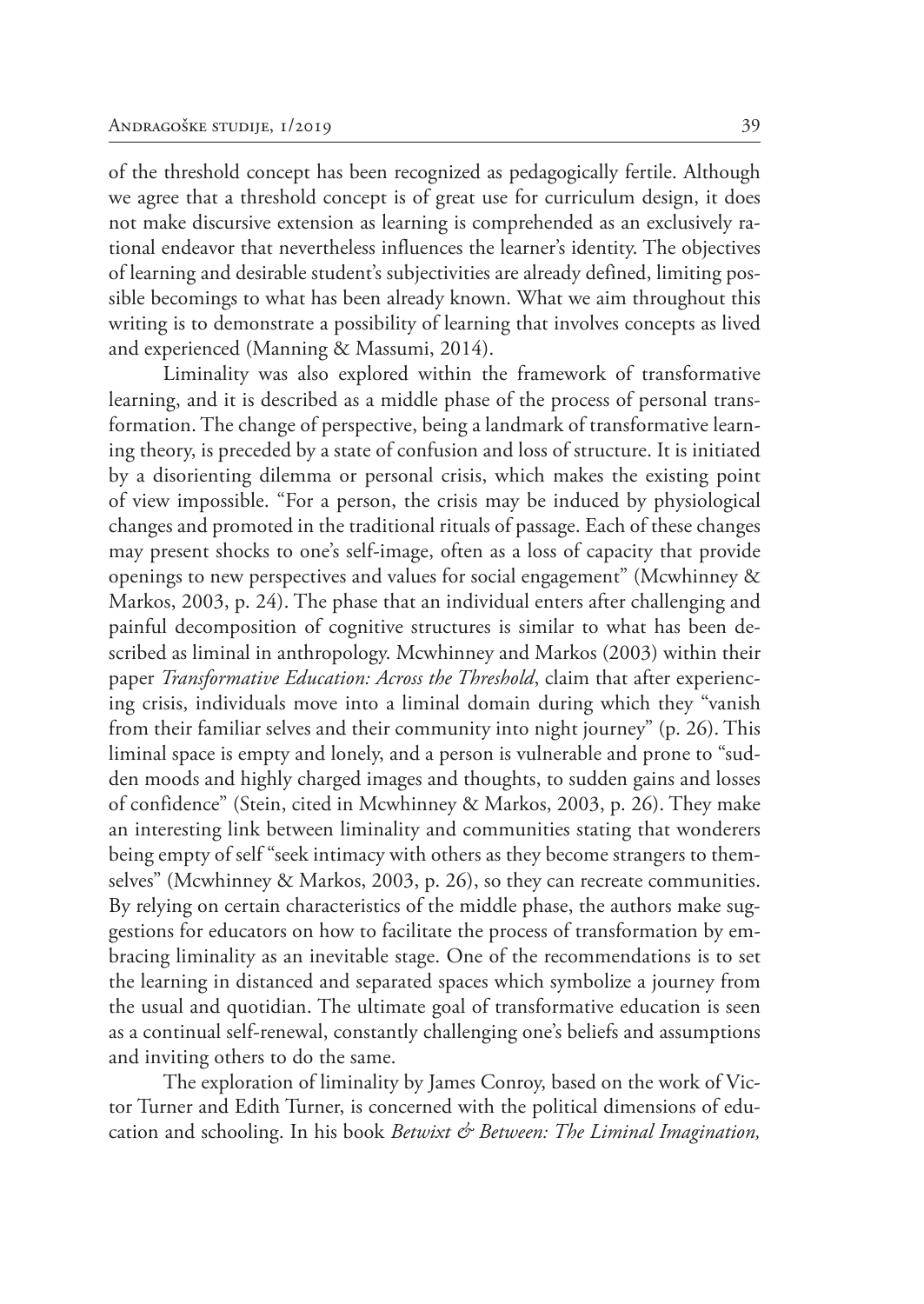of the threshold concept has been recognized as pedagogically fertile. Although we agree that a threshold concept is of great use for curriculum design, it does not make discursive extension as learning is comprehended as an exclusively rational endeavor that nevertheless influences the learner's identity. The objectives of learning and desirable student's subjectivities are already defined, limiting possible becomings to what has been already known. What we aim throughout this writing is to demonstrate a possibility of learning that involves concepts as lived and experienced (Manning & Massumi, 2014).

Liminality was also explored within the framework of transformative learning, and it is described as a middle phase of the process of personal transformation. The change of perspective, being a landmark of transformative learning theory, is preceded by a state of confusion and loss of structure. It is initiated by a disorienting dilemma or personal crisis, which makes the existing point of view impossible. "For a person, the crisis may be induced by physiological changes and promoted in the traditional rituals of passage. Each of these changes may present shocks to one's self-image, often as a loss of capacity that provide openings to new perspectives and values for social engagement" (Mcwhinney & Markos, 2003, p. 24). The phase that an individual enters after challenging and painful decomposition of cognitive structures is similar to what has been described as liminal in anthropology. Mcwhinney and Markos (2003) within their paper *Transformative Education: Across the Threshold*, claim that after experiencing crisis, individuals move into a liminal domain during which they "vanish from their familiar selves and their community into night journey" (p. 26). This liminal space is empty and lonely, and a person is vulnerable and prone to "sudden moods and highly charged images and thoughts, to sudden gains and losses of confidence" (Stein, cited in Mcwhinney & Markos, 2003, p. 26). They make an interesting link between liminality and communities stating that wonderers being empty of self "seek intimacy with others as they become strangers to themselves" (Mcwhinney & Markos, 2003, p. 26), so they can recreate communities. By relying on certain characteristics of the middle phase, the authors make suggestions for educators on how to facilitate the process of transformation by embracing liminality as an inevitable stage. One of the recommendations is to set the learning in distanced and separated spaces which symbolize a journey from the usual and quotidian. The ultimate goal of transformative education is seen as a continual self-renewal, constantly challenging one's beliefs and assumptions and inviting others to do the same.

The exploration of liminality by James Conroy, based on the work of Victor Turner and Edith Turner, is concerned with the political dimensions of education and schooling. In his book *Betwixt & Between: The Liminal Imagination,*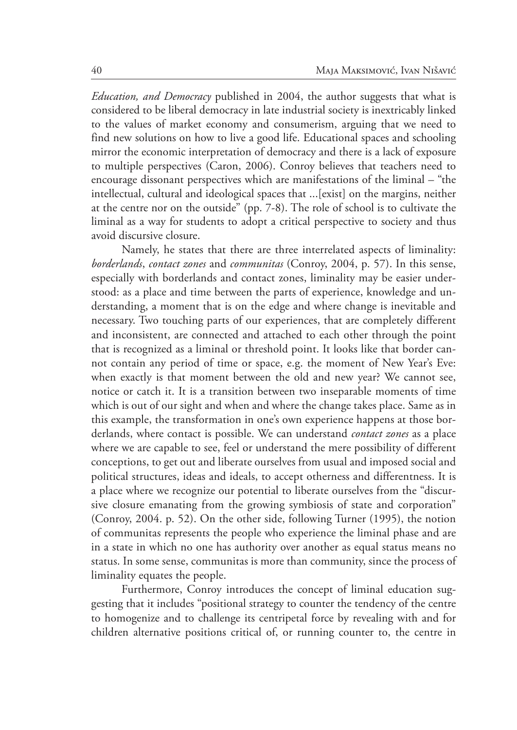*Education, and Democracy* published in 2004, the author suggests that what is considered to be liberal democracy in late industrial society is inextricably linked to the values of market economy and consumerism, arguing that we need to find new solutions on how to live a good life. Educational spaces and schooling mirror the economic interpretation of democracy and there is a lack of exposure to multiple perspectives (Caron, 2006). Conroy believes that teachers need to encourage dissonant perspectives which are manifestations of the liminal – "the intellectual, cultural and ideological spaces that ...[exist] on the margins, neither at the centre nor on the outside" (pp. 7-8). The role of school is to cultivate the liminal as a way for students to adopt a critical perspective to society and thus avoid discursive closure.

Namely, he states that there are three interrelated aspects of liminality: *borderlands*, *contact zones* and *communitas* (Conroy, 2004, p. 57). In this sense, especially with borderlands and contact zones, liminality may be easier understood: as a place and time between the parts of experience, knowledge and understanding, a moment that is on the edge and where change is inevitable and necessary. Two touching parts of our experiences, that are completely different and inconsistent, are connected and attached to each other through the point that is recognized as a liminal or threshold point. It looks like that border cannot contain any period of time or space, e.g. the moment of New Year's Eve: when exactly is that moment between the old and new year? We cannot see, notice or catch it. It is a transition between two inseparable moments of time which is out of our sight and when and where the change takes place. Same as in this example, the transformation in one's own experience happens at those borderlands, where contact is possible. We can understand *contact zones* as a place where we are capable to see, feel or understand the mere possibility of different conceptions, to get out and liberate ourselves from usual and imposed social and political structures, ideas and ideals, to accept otherness and differentness. It is a place where we recognize our potential to liberate ourselves from the "discursive closure emanating from the growing symbiosis of state and corporation" (Conroy, 2004. p. 52). On the other side, following Turner (1995), the notion of communitas represents the people who experience the liminal phase and are in a state in which no one has authority over another as equal status means no status. In some sense, communitas is more than community, since the process of liminality equates the people.

Furthermore, Conroy introduces the concept of liminal education suggesting that it includes "positional strategy to counter the tendency of the centre to homogenize and to challenge its centripetal force by revealing with and for children alternative positions critical of, or running counter to, the centre in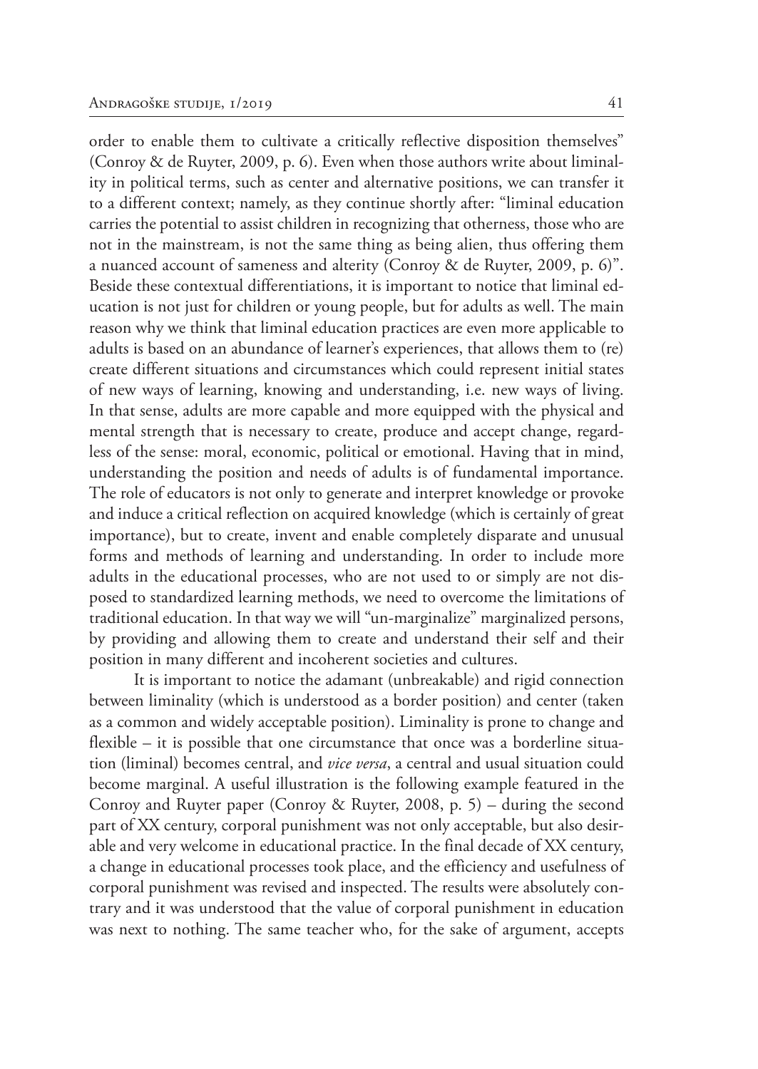order to enable them to cultivate a critically reflective disposition themselves" (Conroy & de Ruyter, 2009, p. 6). Even when those authors write about liminality in political terms, such as center and alternative positions, we can transfer it to a different context; namely, as they continue shortly after: "liminal education carries the potential to assist children in recognizing that otherness, those who are not in the mainstream, is not the same thing as being alien, thus offering them a nuanced account of sameness and alterity (Conroy & de Ruyter, 2009, p. 6)". Beside these contextual differentiations, it is important to notice that liminal education is not just for children or young people, but for adults as well. The main reason why we think that liminal education practices are even more applicable to adults is based on an abundance of learner's experiences, that allows them to (re) create different situations and circumstances which could represent initial states of new ways of learning, knowing and understanding, i.e. new ways of living. In that sense, adults are more capable and more equipped with the physical and mental strength that is necessary to create, produce and accept change, regardless of the sense: moral, economic, political or emotional. Having that in mind, understanding the position and needs of adults is of fundamental importance. The role of educators is not only to generate and interpret knowledge or provoke and induce a critical reflection on acquired knowledge (which is certainly of great importance), but to create, invent and enable completely disparate and unusual forms and methods of learning and understanding. In order to include more adults in the educational processes, who are not used to or simply are not disposed to standardized learning methods, we need to overcome the limitations of traditional education. In that way we will "un-marginalize" marginalized persons, by providing and allowing them to create and understand their self and their position in many different and incoherent societies and cultures.

It is important to notice the adamant (unbreakable) and rigid connection between liminality (which is understood as a border position) and center (taken as a common and widely acceptable position). Liminality is prone to change and flexible – it is possible that one circumstance that once was a borderline situation (liminal) becomes central, and *vice versa*, a central and usual situation could become marginal. A useful illustration is the following example featured in the Conroy and Ruyter paper (Conroy & Ruyter, 2008, p. 5) – during the second part of XX century, corporal punishment was not only acceptable, but also desirable and very welcome in educational practice. In the final decade of XX century, a change in educational processes took place, and the efficiency and usefulness of corporal punishment was revised and inspected. The results were absolutely contrary and it was understood that the value of corporal punishment in education was next to nothing. The same teacher who, for the sake of argument, accepts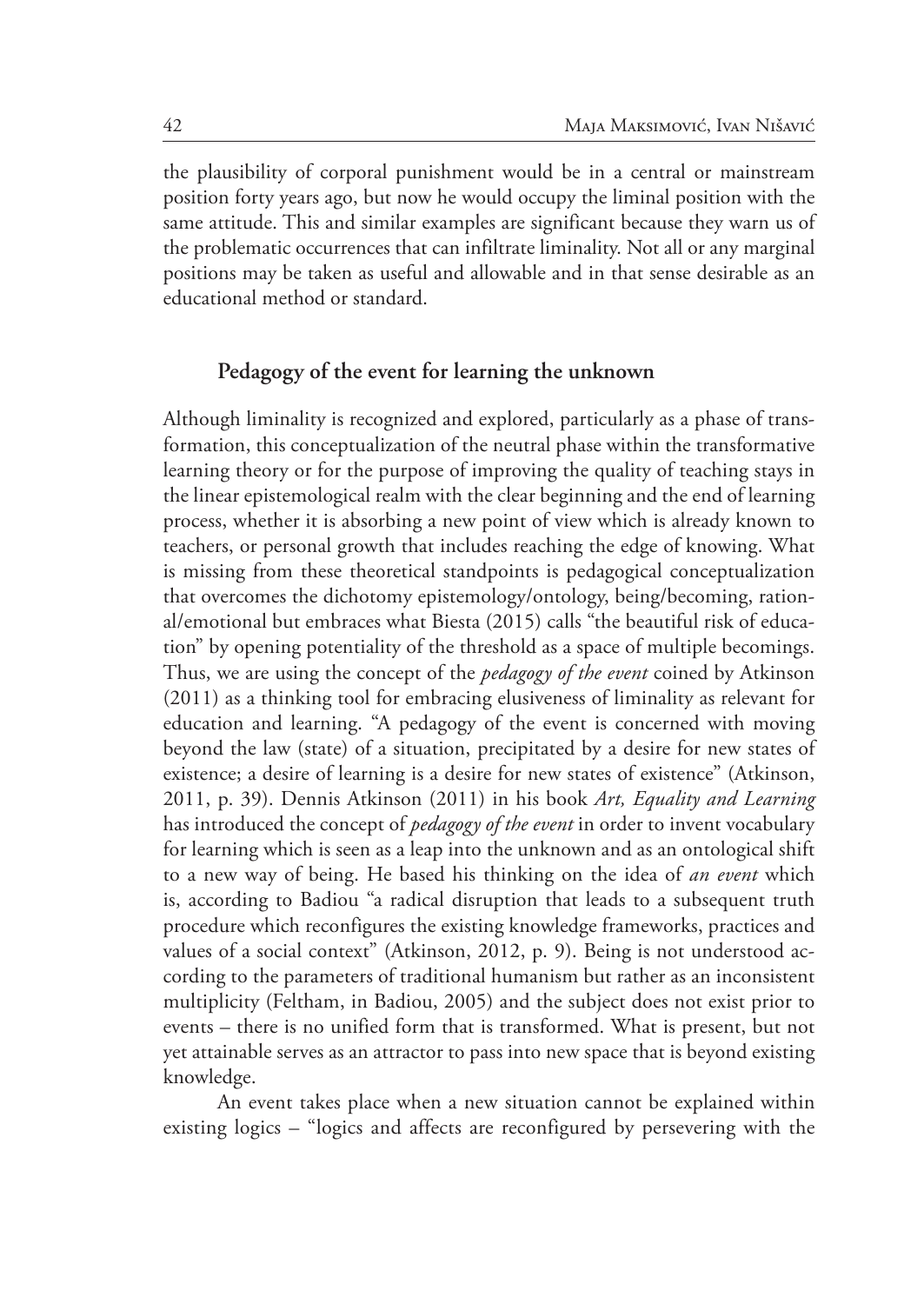the plausibility of corporal punishment would be in a central or mainstream position forty years ago, but now he would occupy the liminal position with the same attitude. This and similar examples are significant because they warn us of the problematic occurrences that can infiltrate liminality. Not all or any marginal positions may be taken as useful and allowable and in that sense desirable as an educational method or standard.

## Pedagogy of the event for learning the unknown

Although liminality is recognized and explored, particularly as a phase of transformation, this conceptualization of the neutral phase within the transformative learning theory or for the purpose of improving the quality of teaching stays in the linear epistemological realm with the clear beginning and the end of learning process, whether it is absorbing a new point of view which is already known to teachers, or personal growth that includes reaching the edge of knowing. What is missing from these theoretical standpoints is pedagogical conceptualization that overcomes the dichotomy epistemology/ontology, being/becoming, rational/emotional but embraces what Biesta (2015) calls "the beautiful risk of education" by opening potentiality of the threshold as a space of multiple becomings. Thus, we are using the concept of the *pedagogy of the event* coined by Atkinson (2011) as a thinking tool for embracing elusiveness of liminality as relevant for education and learning. "A pedagogy of the event is concerned with moving beyond the law (state) of a situation, precipitated by a desire for new states of existence; a desire of learning is a desire for new states of existence" (Atkinson, 2011, p. 39). Dennis Atkinson (2011) in his book *Art, Equality and Learning* has introduced the concept of *pedagogy of the event* in order to invent vocabulary for learning which is seen as a leap into the unknown and as an ontological shift to a new way of being. He based his thinking on the idea of *an event* which is, according to Badiou "a radical disruption that leads to a subsequent truth procedure which reconfigures the existing knowledge frameworks, practices and values of a social context" (Atkinson, 2012, p. 9). Being is not understood according to the parameters of traditional humanism but rather as an inconsistent multiplicity (Feltham, in Badiou, 2005) and the subject does not exist prior to events – there is no unified form that is transformed. What is present, but not yet attainable serves as an attractor to pass into new space that is beyond existing knowledge.

An event takes place when a new situation cannot be explained within existing logics – "logics and affects are reconfigured by persevering with the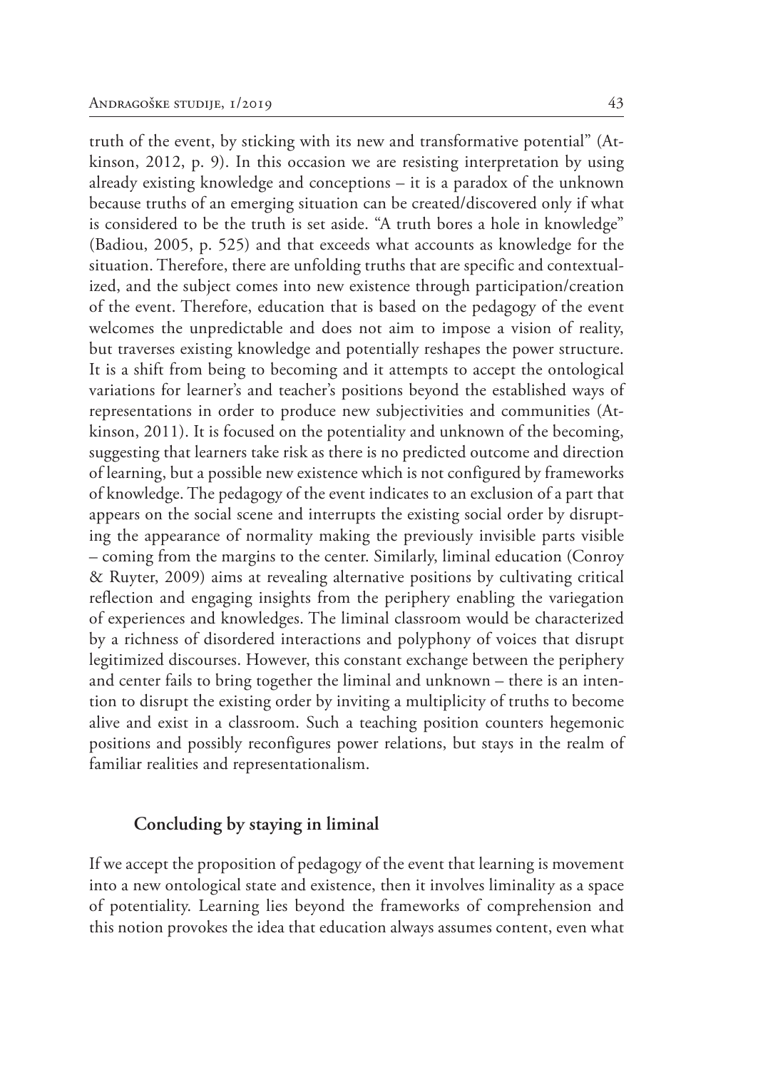truth of the event, by sticking with its new and transformative potential" (Atkinson, 2012, p. 9). In this occasion we are resisting interpretation by using already existing knowledge and conceptions – it is a paradox of the unknown because truths of an emerging situation can be created/discovered only if what is considered to be the truth is set aside. "A truth bores a hole in knowledge" (Badiou, 2005, p. 525) and that exceeds what accounts as knowledge for the situation. Therefore, there are unfolding truths that are specific and contextualized, and the subject comes into new existence through participation/creation of the event. Therefore, education that is based on the pedagogy of the event welcomes the unpredictable and does not aim to impose a vision of reality, but traverses existing knowledge and potentially reshapes the power structure. It is a shift from being to becoming and it attempts to accept the ontological variations for learner's and teacher's positions beyond the established ways of representations in order to produce new subjectivities and communities (Atkinson, 2011). It is focused on the potentiality and unknown of the becoming, suggesting that learners take risk as there is no predicted outcome and direction of learning, but a possible new existence which is not configured by frameworks of knowledge. The pedagogy of the event indicates to an exclusion of a part that appears on the social scene and interrupts the existing social order by disrupting the appearance of normality making the previously invisible parts visible – coming from the margins to the center. Similarly, liminal education (Conroy & Ruyter, 2009) aims at revealing alternative positions by cultivating critical reflection and engaging insights from the periphery enabling the variegation of experiences and knowledges. The liminal classroom would be characterized by a richness of disordered interactions and polyphony of voices that disrupt legitimized discourses. However, this constant exchange between the periphery and center fails to bring together the liminal and unknown – there is an intention to disrupt the existing order by inviting a multiplicity of truths to become alive and exist in a classroom. Such a teaching position counters hegemonic positions and possibly reconfigures power relations, but stays in the realm of familiar realities and representationalism.

## Concluding by staying in liminal

If we accept the proposition of pedagogy of the event that learning is movement into a new ontological state and existence, then it involves liminality as a space of potentiality. Learning lies beyond the frameworks of comprehension and this notion provokes the idea that education always assumes content, even what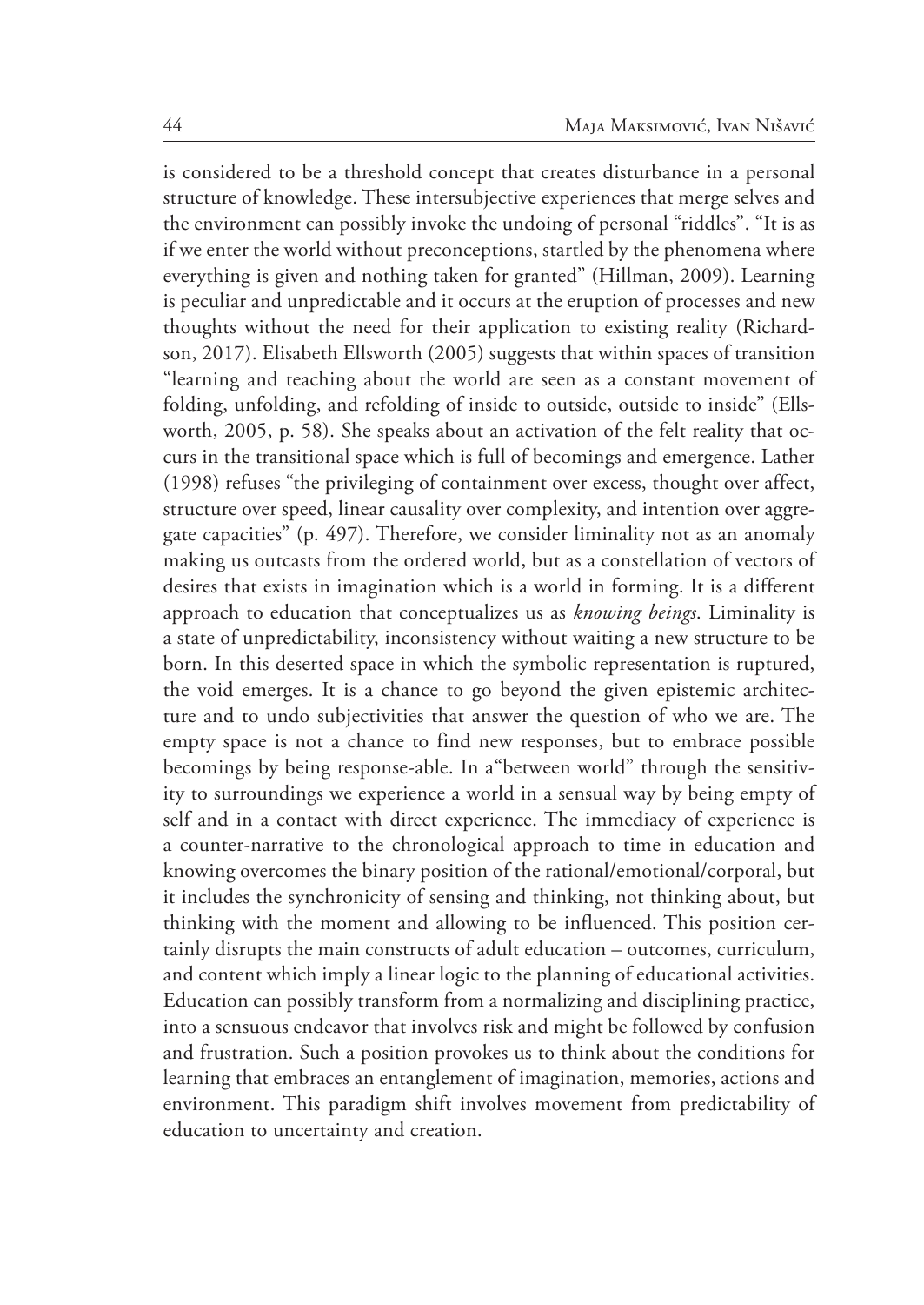is considered to be a threshold concept that creates disturbance in a personal structure of knowledge. These intersubjective experiences that merge selves and the environment can possibly invoke the undoing of personal "riddles". "It is as if we enter the world without preconceptions, startled by the phenomena where everything is given and nothing taken for granted" (Hillman, 2009). Learning is peculiar and unpredictable and it occurs at the eruption of processes and new thoughts without the need for their application to existing reality (Richardson, 2017). Elisabeth Ellsworth (2005) suggests that within spaces of transition "learning and teaching about the world are seen as a constant movement of folding, unfolding, and refolding of inside to outside, outside to inside" (Ellsworth, 2005, p. 58). She speaks about an activation of the felt reality that occurs in the transitional space which is full of becomings and emergence. Lather (1998) refuses "the privileging of containment over excess, thought over affect, structure over speed, linear causality over complexity, and intention over aggregate capacities" (p. 497). Therefore, we consider liminality not as an anomaly making us outcasts from the ordered world, but as a constellation of vectors of desires that exists in imagination which is a world in forming. It is a different approach to education that conceptualizes us as *knowing beings*. Liminality is a state of unpredictability, inconsistency without waiting a new structure to be born. In this deserted space in which the symbolic representation is ruptured, the void emerges. It is a chance to go beyond the given epistemic architecture and to undo subjectivities that answer the question of who we are. The empty space is not a chance to find new responses, but to embrace possible becomings by being response-able. In a"between world" through the sensitivity to surroundings we experience a world in a sensual way by being empty of self and in a contact with direct experience. The immediacy of experience is a counter-narrative to the chronological approach to time in education and knowing overcomes the binary position of the rational/emotional/corporal, but it includes the synchronicity of sensing and thinking, not thinking about, but thinking with the moment and allowing to be influenced. This position certainly disrupts the main constructs of adult education – outcomes, curriculum, and content which imply a linear logic to the planning of educational activities. Education can possibly transform from a normalizing and disciplining practice, into a sensuous endeavor that involves risk and might be followed by confusion and frustration. Such a position provokes us to think about the conditions for learning that embraces an entanglement of imagination, memories, actions and environment. This paradigm shift involves movement from predictability of education to uncertainty and creation.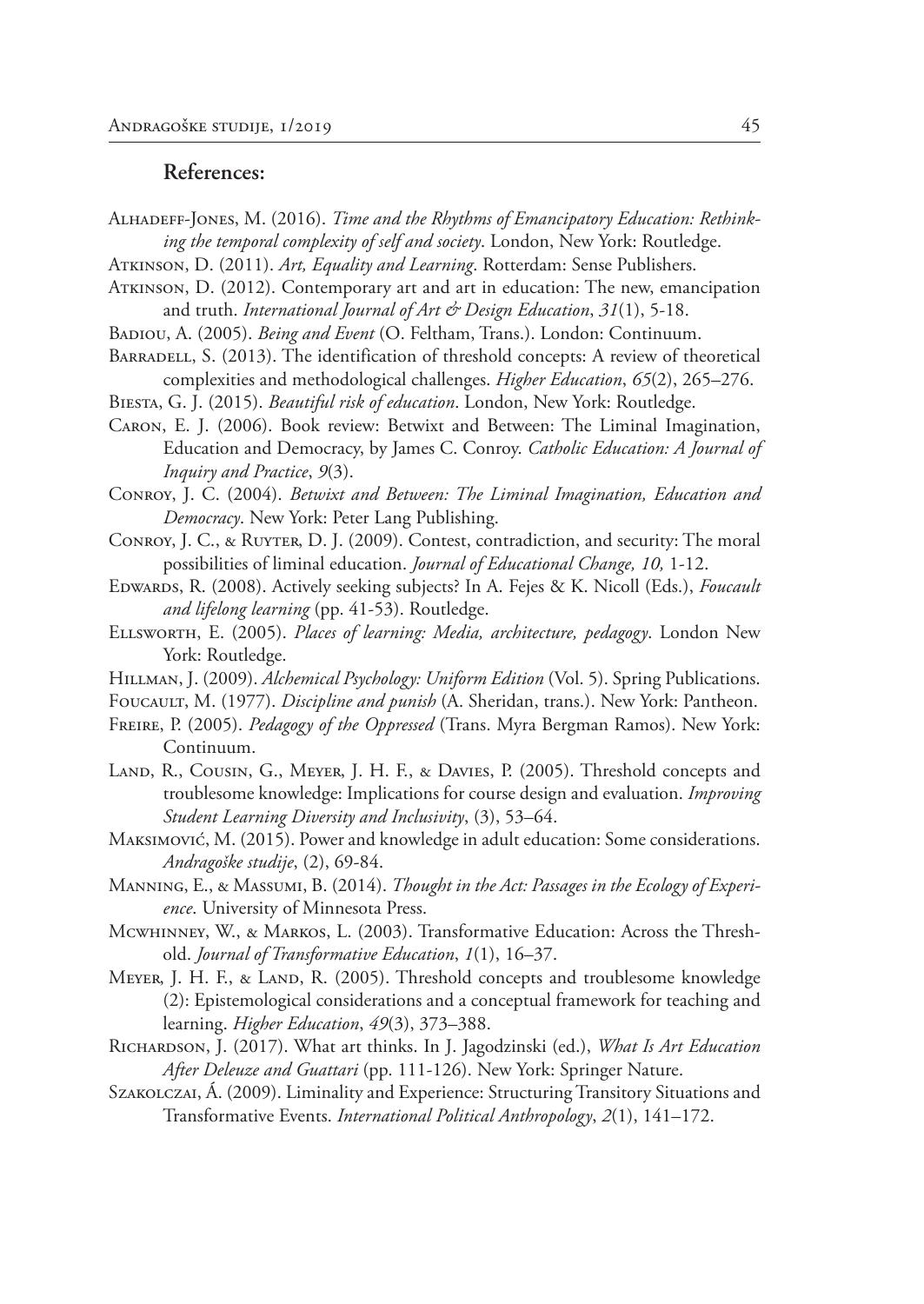## References:

Alhadeff-Jones, M. (2016). *Time and the Rhythms of Emancipatory Education: Rethinking the temporal complexity of self and society*. London, New York: Routledge.

Atkinson, D. (2011). *Art, Equality and Learning*. Rotterdam: Sense Publishers.

Atkinson, D. (2012). Contemporary art and art in education: The new, emancipation and truth. *International Journal of Art & Design Education*, *31*(1), 5-18.

Badiou, A. (2005). *Being and Event* (O. Feltham, Trans.). London: Continuum.

Barradell, S. (2013). The identification of threshold concepts: A review of theoretical complexities and methodological challenges. *Higher Education*, *65*(2), 265–276.

Biesta, G. J. (2015). *Beautiful risk of education*. London, New York: Routledge.

Caron, E. J. (2006). Book review: Betwixt and Between: The Liminal Imagination, Education and Democracy, by James C. Conroy. *Catholic Education: A Journal of Inquiry and Practice*, *9*(3).

Conroy, J. C. (2004). *Betwixt and Between: The Liminal Imagination, Education and Democracy*. New York: Peter Lang Publishing.

Conroy, J. C., & Ruyter, D. J. (2009). Contest, contradiction, and security: The moral possibilities of liminal education. *Journal of Educational Change, 10,* 1-12.

Edwards, R. (2008). Actively seeking subjects? In A. Fejes & K. Nicoll (Eds.), *Foucault and lifelong learning* (pp. 41-53). Routledge.

Ellsworth, E. (2005). *Places of learning: Media, architecture, pedagogy*. London New York: Routledge.

Hillman, J. (2009). *Alchemical Psychology: Uniform Edition* (Vol. 5). Spring Publications.

Foucault, M. (1977). *Discipline and punish* (A. Sheridan, trans.). New York: Pantheon.

Freire, P. (2005). *Pedagogy of the Oppressed* (Trans. Myra Bergman Ramos). New York: Continuum.

Land, R., Cousin, G., Meyer, J. H. F., & Davies, P. (2005). Threshold concepts and troublesome knowledge: Implications for course design and evaluation. *Improving Student Learning Diversity and Inclusivity*, (3), 53–64.

Maksimović, M. (2015). Power and knowledge in adult education: Some considerations. *Andragoške studije*, (2), 69-84.

Manning, E., & Massumi, B. (2014). *Thought in the Act: Passages in the Ecology of Experience*. University of Minnesota Press.

Mcwhinney, W., & Markos, L. (2003). Transformative Education: Across the Threshold. *Journal of Transformative Education*, *1*(1), 16–37.

Meyer, J. H. F., & Land, R. (2005). Threshold concepts and troublesome knowledge (2): Epistemological considerations and a conceptual framework for teaching and learning. *Higher Education*, *49*(3), 373–388.

Richardson, J. (2017). What art thinks. In J. Jagodzinski (ed.), *What Is Art Education After Deleuze and Guattari* (pp. 111-126). New York: Springer Nature.

Szakolczai, Á. (2009). Liminality and Experience: Structuring Transitory Situations and Transformative Events. *International Political Anthropology*, *2*(1), 141–172.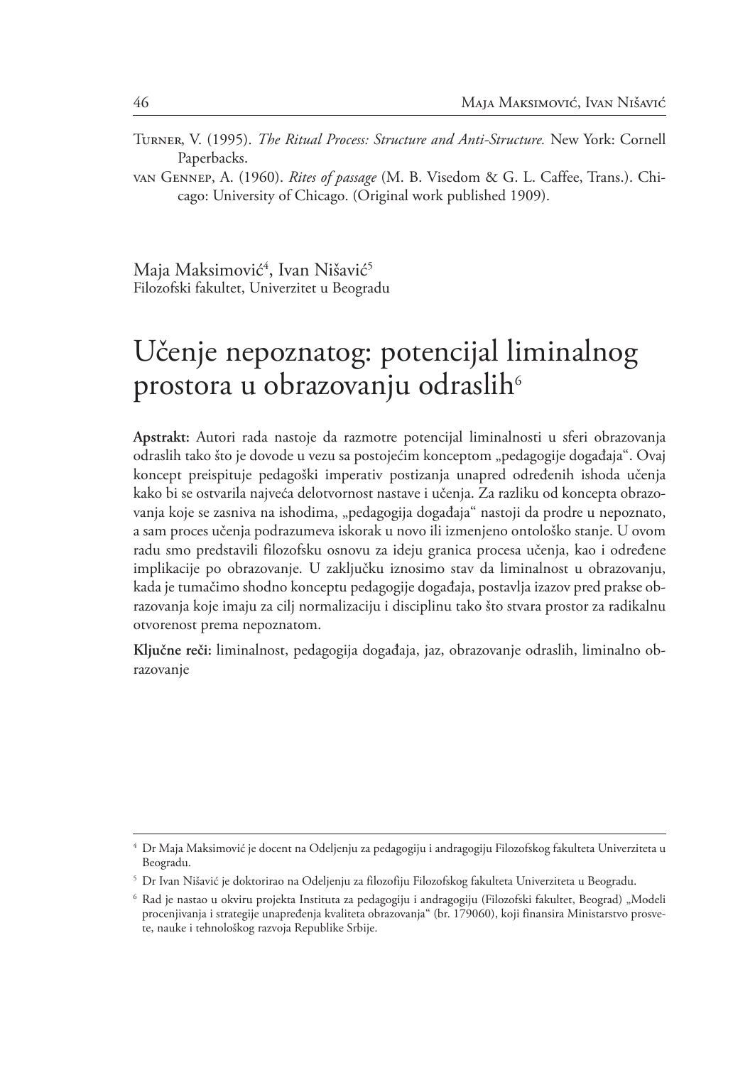Turner, V. (1995). *The Ritual Process: Structure and Anti-Structure.* New York: Cornell Paperbacks.

van Gennep, A. (1960). *Rites of passage* (M. B. Visedom & G. L. Caffee, Trans.). Chicago: University of Chicago. (Original work published 1909).

Maja Maksimović[4], Ivan Nišavić[5]
Filozofski fakultet, Univerzitet u Beogradu

# Učenje nepoznatog: potencijal liminalnog prostora u obrazovanju odraslih[6]

**Apstrakt:** Autori rada nastoje da razmotre potencijal liminalnosti u sferi obrazovanja odraslih tako što je dovode u vezu sa postojećim konceptom „pedagogije događaja". Ovaj koncept preispituje pedagoški imperativ postizanja unapred određenih ishoda učenja kako bi se ostvarila najveća delotvornost nastave i učenja. Za razliku od koncepta obrazovanja koje se zasniva na ishodima, „pedagogija događaja" nastoji da prodre u nepoznato, a sam proces učenja podrazumeva iskorak u novo ili izmenjeno ontološko stanje. U ovom radu smo predstavili filozofsku osnovu za ideju granica procesa učenja, kao i određene implikacije po obrazovanje. U zaključku iznosimo stav da liminalnost u obrazovanju, kada je tumačimo shodno konceptu pedagogije događaja, postavlja izazov pred prakse obrazovanja koje imaju za cilj normalizaciju i disciplinu tako što stvara prostor za radikalnu otvorenost prema nepoznatom.

**Ključne reči:** liminalnost, pedagogija događaja, jaz, obrazovanje odraslih, liminalno obrazovanje

---

[4] Dr Maja Maksimović je docent na Odeljenju za pedagogiju i andragogiju Filozofskog fakulteta Univerziteta u Beogradu.

[5] Dr Ivan Nišavić je doktorirao na Odeljenju za filozofiju Filozofskog fakulteta Univerziteta u Beogradu.

[6] Rad je nastao u okviru projekta Instituta za pedagogiju i andragogiju (Filozofski fakultet, Beograd) „Modeli procenjivanja i strategije unapređenja kvaliteta obrazovanja" (br. 179060), koji finansira Ministarstvo prosvete, nauke i tehnološkog razvoja Republike Srbije.